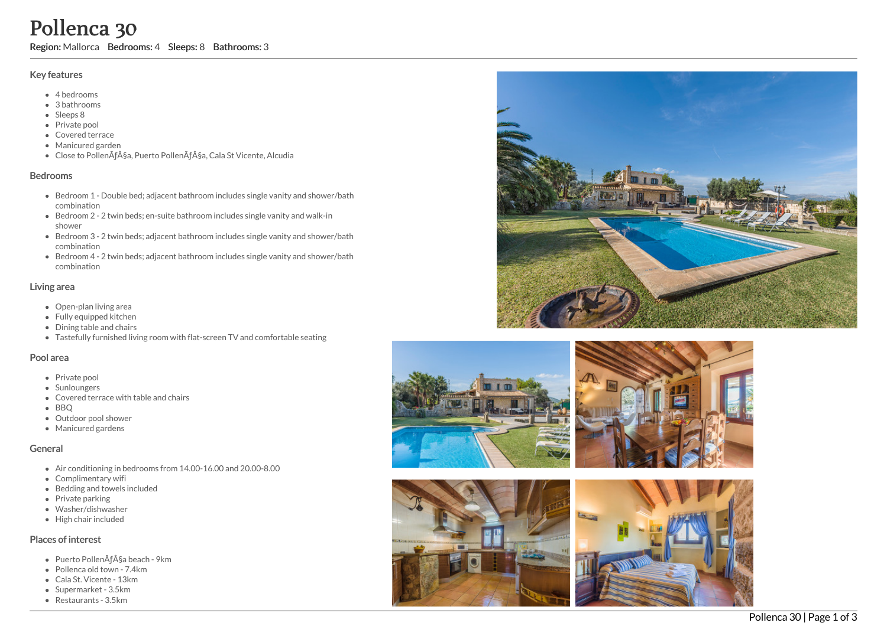# Pollenca 30

**Region:** Mallorca **Bedrooms:** 4 **Sleeps:** 8 **Bathrooms:** 3

## Key features

- 4 bedrooms
- 3 bathrooms
- Sleeps 8
- Private pool
- Covered terrace
- Manicured garden
- Close to PollenÃƒÂ§a, Puerto PollenÃƒÂ§a, Cala St Vicente, Alcudia

## Bedrooms

- Bedroom 1 - Double bed; adjacent bathroom includes single vanity and shower/bath combination
- Bedroom 2 - 2 twin beds; en-suite bathroom includes single vanity and walk-in shower
- Bedroom 3 - 2 twin beds; adjacent bathroom includes single vanity and shower/bath combination
- Bedroom 4 - 2 twin beds; adjacent bathroom includes single vanity and shower/bath combination

## Living area

- Open-plan living area
- Fully equipped kitchen
- Dining table and chairs
- Tastefully furnished living room with flat-screen TV and comfortable seating

## Pool area

- Private pool
- Sunloungers
- Covered terrace with table and chairs
- BBQ
- Outdoor pool shower
- Manicured gardens

## General

- Air conditioning in bedrooms from 14.00-16.00 and 20.00-8.00
- Complimentary wifi
- Bedding and towels included
- Private parking
- Washer/dishwasher
- High chair included

## Places of interest

- Puerto PollenÃƒÂ§a beach - 9km
- Pollenca old town - 7.4km
- Cala St. Vicente - 13km
- Supermarket - 3.5km
- Restaurants - 3.5km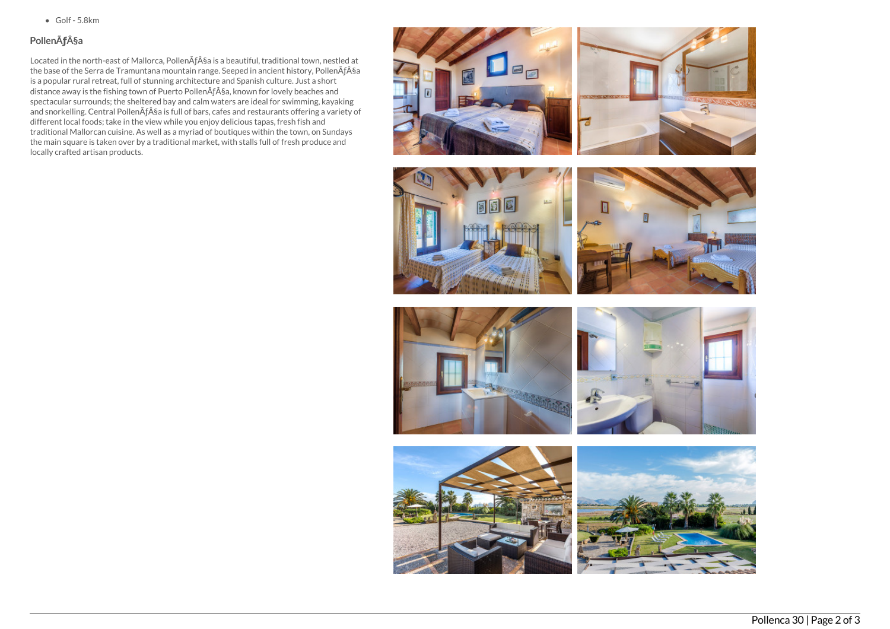- Golf - 5.8km

### PollenÃƒÂ§a

Located in the north-east of Mallorca, PollenÃƒÂ§a is a beautiful, traditional town, nestled at the base of the Serra de Tramuntana mountain range. Seeped in ancient history, PollenÃƒÂ§a is a popular rural retreat, full of stunning architecture and Spanish culture. Just a short distance away is the fishing town of Puerto PollenÃƒÂ§a, known for lovely beaches and spectacular surrounds; the sheltered bay and calm waters are ideal for swimming, kayaking and snorkelling. Central PollenÃƒÂ§a is full of bars, cafes and restaurants offering a variety of different local foods; take in the view while you enjoy delicious tapas, fresh fish and traditional Mallorcan cuisine. As well as a myriad of boutiques within the town, on Sundays the main square is taken over by a traditional market, with stalls full of fresh produce and locally crafted artisan products.